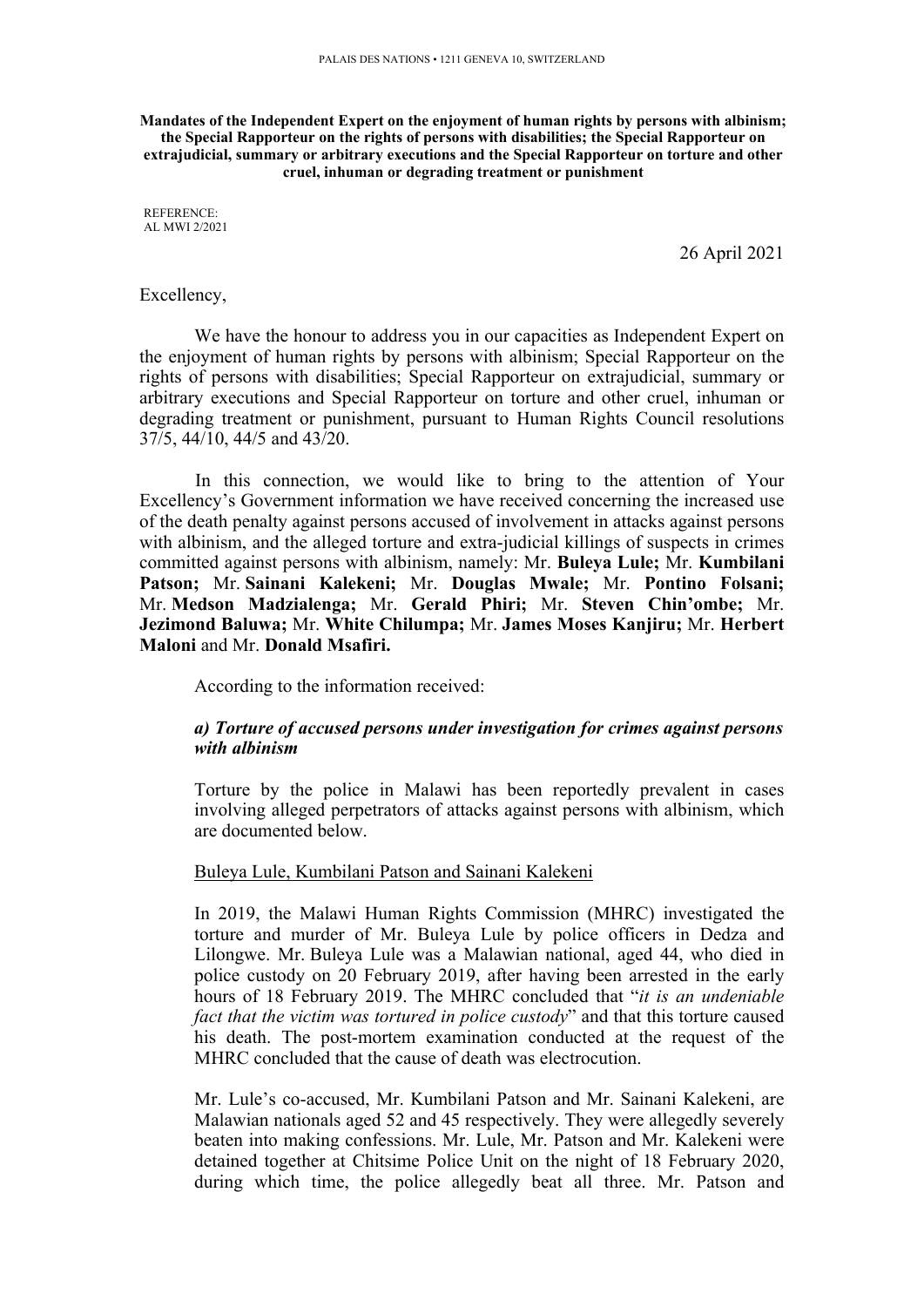PALAIS DES NATIONS • 1211 GENEVA 10, SWITZERLAND

**Mandates of the Independent Expert on the enjoyment of human rights by persons with albinism; the Special Rapporteur on the rights of persons with disabilities; the Special Rapporteur on extrajudicial, summary or arbitrary executions and the Special Rapporteur on torture and other cruel, inhuman or degrading treatment or punishment**

REFERENCE:
AL MWI 2/2021

26 April 2021

Excellency,

We have the honour to address you in our capacities as Independent Expert on the enjoyment of human rights by persons with albinism; Special Rapporteur on the rights of persons with disabilities; Special Rapporteur on extrajudicial, summary or arbitrary executions and Special Rapporteur on torture and other cruel, inhuman or degrading treatment or punishment, pursuant to Human Rights Council resolutions 37/5, 44/10, 44/5 and 43/20.

In this connection, we would like to bring to the attention of Your Excellency's Government information we have received concerning the increased use of the death penalty against persons accused of involvement in attacks against persons with albinism, and the alleged torture and extra-judicial killings of suspects in crimes committed against persons with albinism, namely: Mr. **Buleya Lule;** Mr. **Kumbilani Patson;** Mr. **Sainani Kalekeni;** Mr. **Douglas Mwale;** Mr. **Pontino Folsani;** Mr. **Medson Madzialenga;** Mr. **Gerald Phiri;** Mr. **Steven Chin'ombe;** Mr. **Jezimond Baluwa;** Mr. **White Chilumpa;** Mr. **James Moses Kanjiru;** Mr. **Herbert Maloni** and Mr. **Donald Msafiri.**

According to the information received:

***a) Torture of accused persons under investigation for crimes against persons with albinism***

Torture by the police in Malawi has been reportedly prevalent in cases involving alleged perpetrators of attacks against persons with albinism, which are documented below.

Buleya Lule, Kumbilani Patson and Sainani Kalekeni

In 2019, the Malawi Human Rights Commission (MHRC) investigated the torture and murder of Mr. Buleya Lule by police officers in Dedza and Lilongwe. Mr. Buleya Lule was a Malawian national, aged 44, who died in police custody on 20 February 2019, after having been arrested in the early hours of 18 February 2019. The MHRC concluded that "*it is an undeniable fact that the victim was tortured in police custody*" and that this torture caused his death. The post-mortem examination conducted at the request of the MHRC concluded that the cause of death was electrocution.

Mr. Lule's co-accused, Mr. Kumbilani Patson and Mr. Sainani Kalekeni, are Malawian nationals aged 52 and 45 respectively. They were allegedly severely beaten into making confessions. Mr. Lule, Mr. Patson and Mr. Kalekeni were detained together at Chitsime Police Unit on the night of 18 February 2020, during which time, the police allegedly beat all three. Mr. Patson and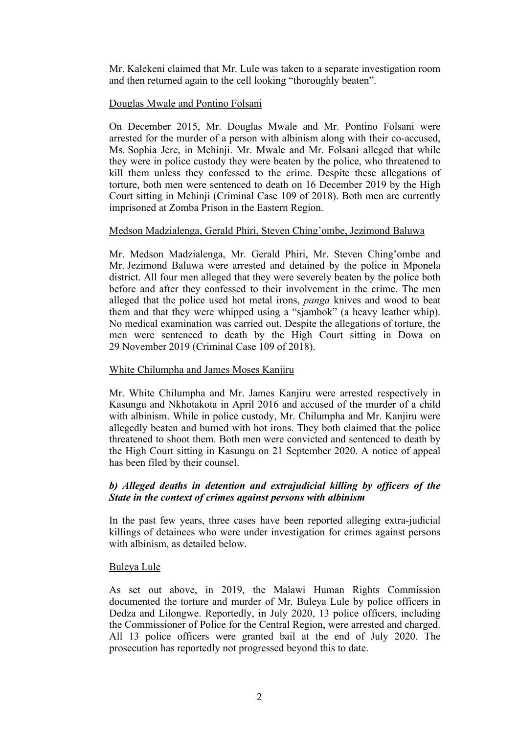Mr. Kalekeni claimed that Mr. Lule was taken to a separate investigation room and then returned again to the cell looking "thoroughly beaten".

Douglas Mwale and Pontino Folsani

On December 2015, Mr. Douglas Mwale and Mr. Pontino Folsani were arrested for the murder of a person with albinism along with their co-accused, Ms. Sophia Jere, in Mchinji. Mr. Mwale and Mr. Folsani alleged that while they were in police custody they were beaten by the police, who threatened to kill them unless they confessed to the crime. Despite these allegations of torture, both men were sentenced to death on 16 December 2019 by the High Court sitting in Mchinji (Criminal Case 109 of 2018). Both men are currently imprisoned at Zomba Prison in the Eastern Region.

Medson Madzialenga, Gerald Phiri, Steven Ching'ombe, Jezimond Baluwa

Mr. Medson Madzialenga, Mr. Gerald Phiri, Mr. Steven Ching'ombe and Mr. Jezimond Baluwa were arrested and detained by the police in Mponela district. All four men alleged that they were severely beaten by the police both before and after they confessed to their involvement in the crime. The men alleged that the police used hot metal irons, *panga* knives and wood to beat them and that they were whipped using a "sjambok" (a heavy leather whip). No medical examination was carried out. Despite the allegations of torture, the men were sentenced to death by the High Court sitting in Dowa on 29 November 2019 (Criminal Case 109 of 2018).

White Chilumpha and James Moses Kanjiru

Mr. White Chilumpha and Mr. James Kanjiru were arrested respectively in Kasungu and Nkhotakota in April 2016 and accused of the murder of a child with albinism. While in police custody, Mr. Chilumpha and Mr. Kanjiru were allegedly beaten and burned with hot irons. They both claimed that the police threatened to shoot them. Both men were convicted and sentenced to death by the High Court sitting in Kasungu on 21 September 2020. A notice of appeal has been filed by their counsel.

***b) Alleged deaths in detention and extrajudicial killing by officers of the State in the context of crimes against persons with albinism***

In the past few years, three cases have been reported alleging extra-judicial killings of detainees who were under investigation for crimes against persons with albinism, as detailed below.

Buleya Lule

As set out above, in 2019, the Malawi Human Rights Commission documented the torture and murder of Mr. Buleya Lule by police officers in Dedza and Lilongwe. Reportedly, in July 2020, 13 police officers, including the Commissioner of Police for the Central Region, were arrested and charged. All 13 police officers were granted bail at the end of July 2020. The prosecution has reportedly not progressed beyond this to date.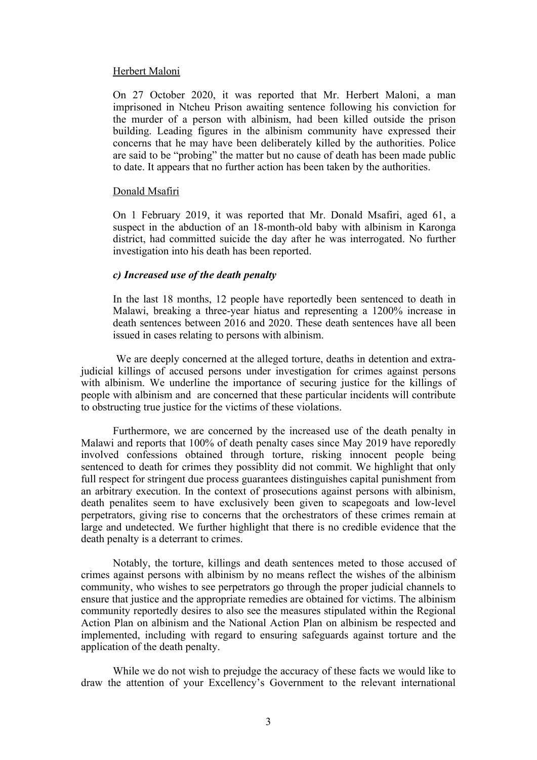<u>Herbert Maloni</u>

On 27 October 2020, it was reported that Mr. Herbert Maloni, a man imprisoned in Ntcheu Prison awaiting sentence following his conviction for the murder of a person with albinism, had been killed outside the prison building. Leading figures in the albinism community have expressed their concerns that he may have been deliberately killed by the authorities. Police are said to be "probing" the matter but no cause of death has been made public to date. It appears that no further action has been taken by the authorities.

<u>Donald Msafiri</u>

On 1 February 2019, it was reported that Mr. Donald Msafiri, aged 61, a suspect in the abduction of an 18-month-old baby with albinism in Karonga district, had committed suicide the day after he was interrogated. No further investigation into his death has been reported.

***c) Increased use of the death penalty***

In the last 18 months, 12 people have reportedly been sentenced to death in Malawi, breaking a three-year hiatus and representing a 1200% increase in death sentences between 2016 and 2020. These death sentences have all been issued in cases relating to persons with albinism.

We are deeply concerned at the alleged torture, deaths in detention and extra-judicial killings of accused persons under investigation for crimes against persons with albinism. We underline the importance of securing justice for the killings of people with albinism and are concerned that these particular incidents will contribute to obstructing true justice for the victims of these violations.

Furthermore, we are concerned by the increased use of the death penalty in Malawi and reports that 100% of death penalty cases since May 2019 have reporedly involved confessions obtained through torture, risking innocent people being sentenced to death for crimes they possiblity did not commit. We highlight that only full respect for stringent due process guarantees distinguishes capital punishment from an arbitrary execution. In the context of prosecutions against persons with albinism, death penalites seem to have exclusively been given to scapegoats and low-level perpetrators, giving rise to concerns that the orchestrators of these crimes remain at large and undetected. We further highlight that there is no credible evidence that the death penalty is a deterrant to crimes.

Notably, the torture, killings and death sentences meted to those accused of crimes against persons with albinism by no means reflect the wishes of the albinism community, who wishes to see perpetrators go through the proper judicial channels to ensure that justice and the appropriate remedies are obtained for victims. The albinism community reportedly desires to also see the measures stipulated within the Regional Action Plan on albinism and the National Action Plan on albinism be respected and implemented, including with regard to ensuring safeguards against torture and the application of the death penalty.

While we do not wish to prejudge the accuracy of these facts we would like to draw the attention of your Excellency's Government to the relevant international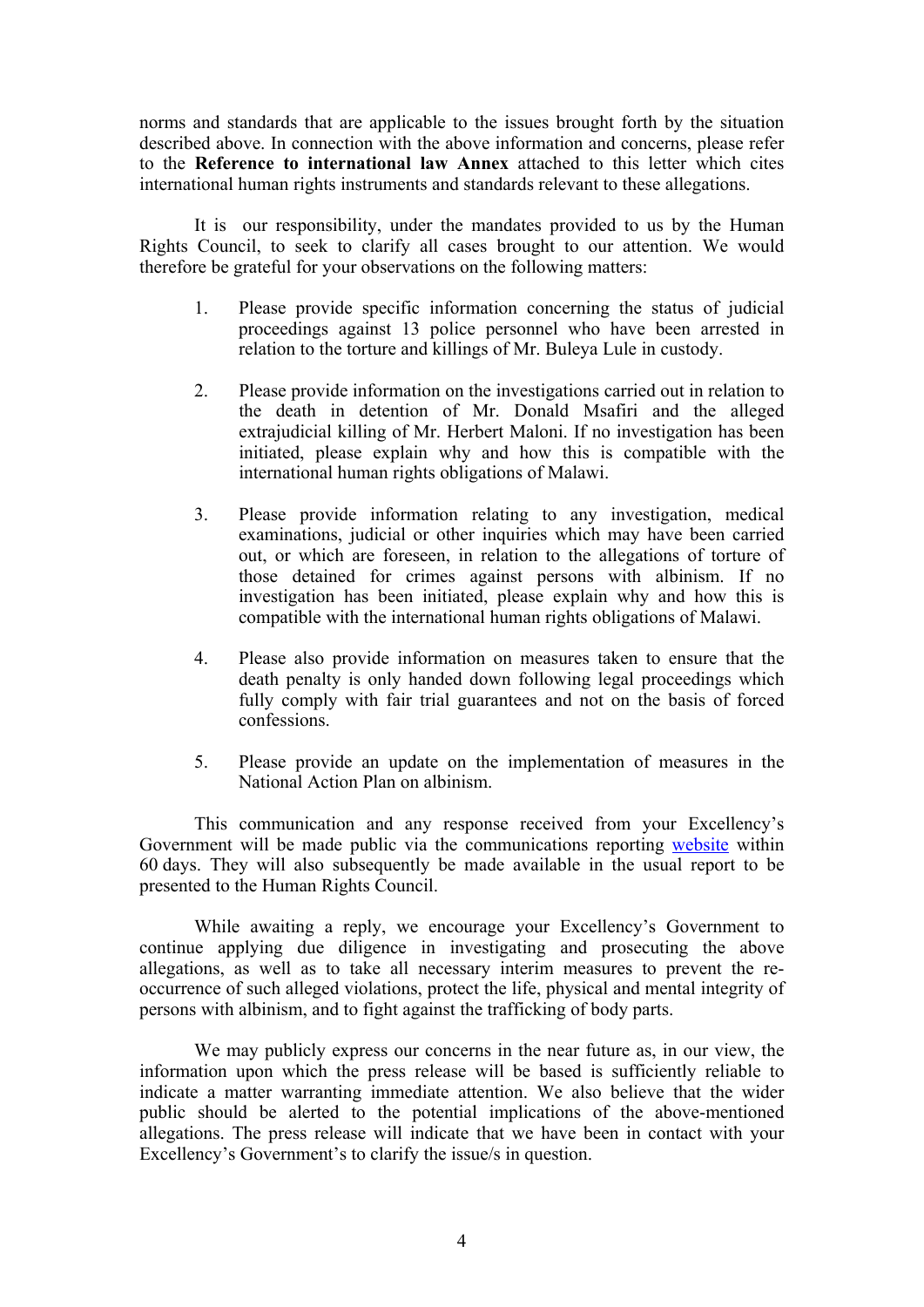norms and standards that are applicable to the issues brought forth by the situation described above. In connection with the above information and concerns, please refer to the **Reference to international law Annex** attached to this letter which cites international human rights instruments and standards relevant to these allegations.

It is our responsibility, under the mandates provided to us by the Human Rights Council, to seek to clarify all cases brought to our attention. We would therefore be grateful for your observations on the following matters:

1. Please provide specific information concerning the status of judicial proceedings against 13 police personnel who have been arrested in relation to the torture and killings of Mr. Buleya Lule in custody.

2. Please provide information on the investigations carried out in relation to the death in detention of Mr. Donald Msafiri and the alleged extrajudicial killing of Mr. Herbert Maloni. If no investigation has been initiated, please explain why and how this is compatible with the international human rights obligations of Malawi.

3. Please provide information relating to any investigation, medical examinations, judicial or other inquiries which may have been carried out, or which are foreseen, in relation to the allegations of torture of those detained for crimes against persons with albinism. If no investigation has been initiated, please explain why and how this is compatible with the international human rights obligations of Malawi.

4. Please also provide information on measures taken to ensure that the death penalty is only handed down following legal proceedings which fully comply with fair trial guarantees and not on the basis of forced confessions.

5. Please provide an update on the implementation of measures in the National Action Plan on albinism.

This communication and any response received from your Excellency's Government will be made public via the communications reporting [website](website) within 60 days. They will also subsequently be made available in the usual report to be presented to the Human Rights Council.

While awaiting a reply, we encourage your Excellency's Government to continue applying due diligence in investigating and prosecuting the above allegations, as well as to take all necessary interim measures to prevent the re-occurrence of such alleged violations, protect the life, physical and mental integrity of persons with albinism, and to fight against the trafficking of body parts.

We may publicly express our concerns in the near future as, in our view, the information upon which the press release will be based is sufficiently reliable to indicate a matter warranting immediate attention. We also believe that the wider public should be alerted to the potential implications of the above-mentioned allegations. The press release will indicate that we have been in contact with your Excellency's Government's to clarify the issue/s in question.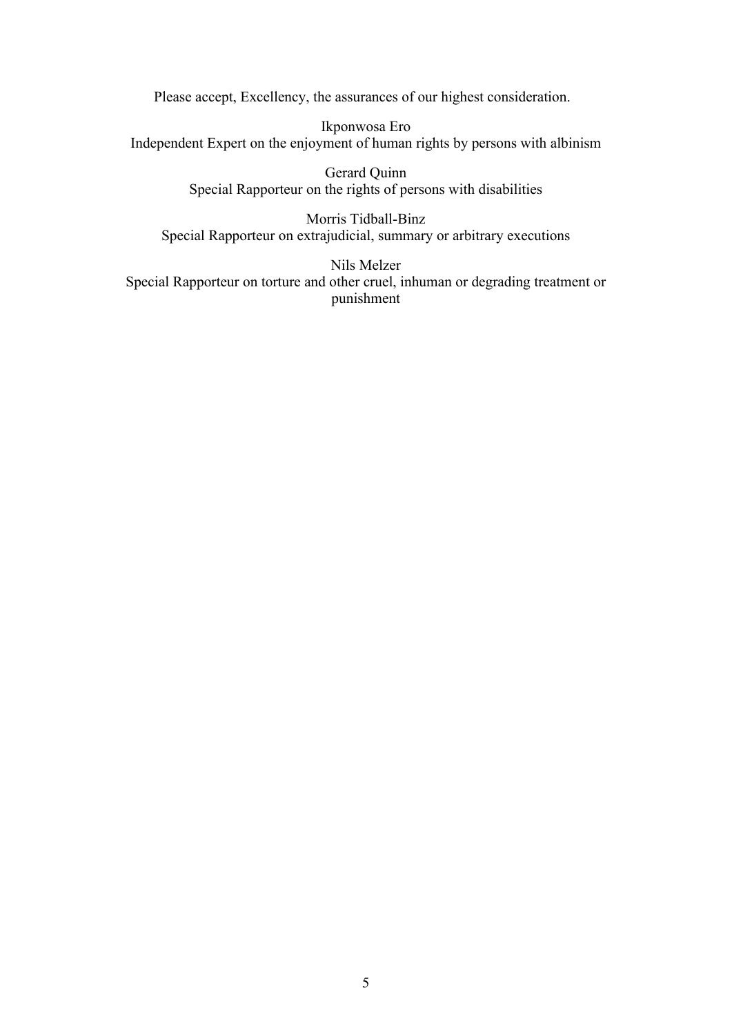Please accept, Excellency, the assurances of our highest consideration.

Ikponwosa Ero
Independent Expert on the enjoyment of human rights by persons with albinism

Gerard Quinn
Special Rapporteur on the rights of persons with disabilities

Morris Tidball-Binz
Special Rapporteur on extrajudicial, summary or arbitrary executions

Nils Melzer
Special Rapporteur on torture and other cruel, inhuman or degrading treatment or punishment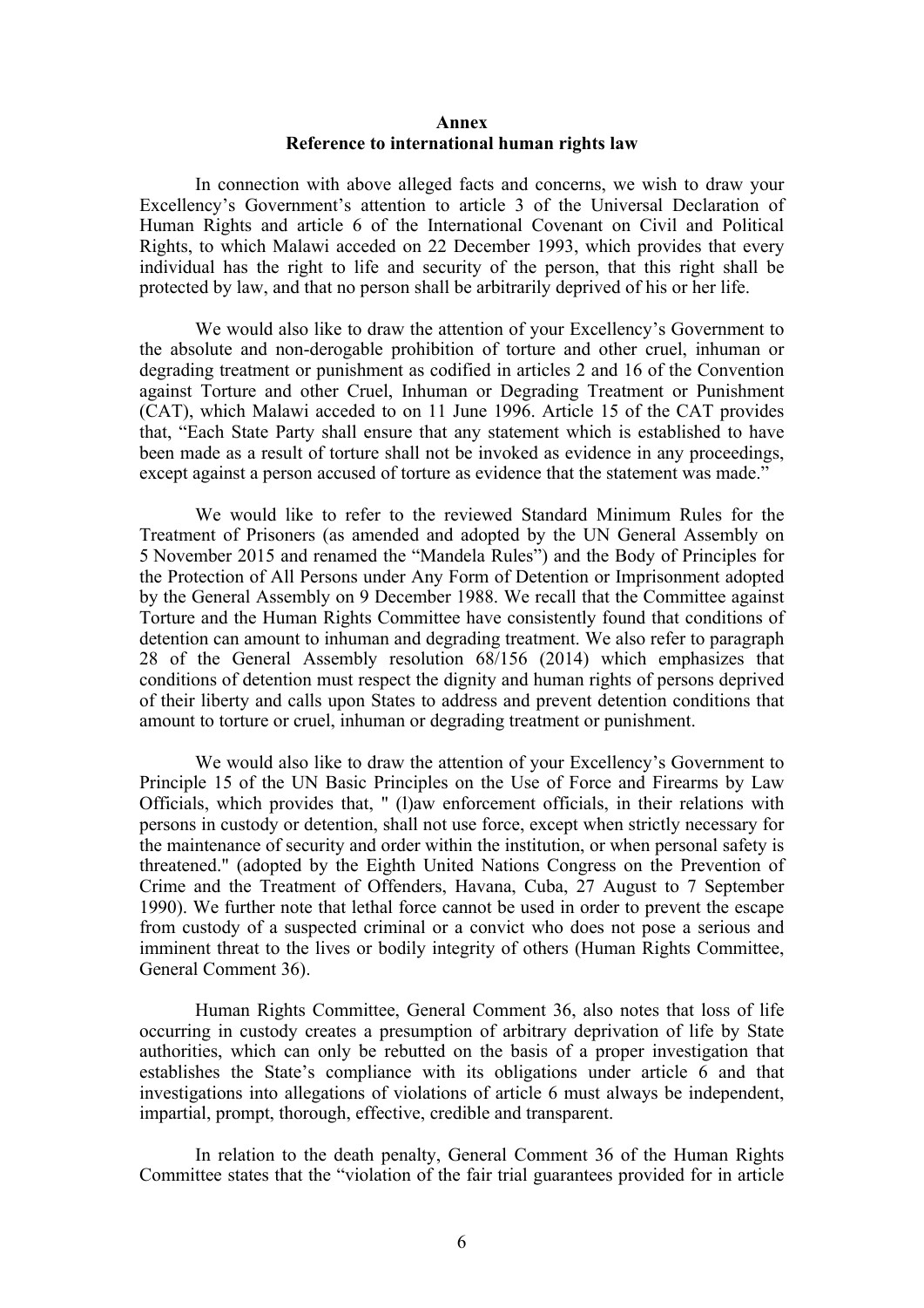**Annex**
**Reference to international human rights law**

In connection with above alleged facts and concerns, we wish to draw your Excellency's Government's attention to article 3 of the Universal Declaration of Human Rights and article 6 of the International Covenant on Civil and Political Rights, to which Malawi acceded on 22 December 1993, which provides that every individual has the right to life and security of the person, that this right shall be protected by law, and that no person shall be arbitrarily deprived of his or her life.

We would also like to draw the attention of your Excellency's Government to the absolute and non-derogable prohibition of torture and other cruel, inhuman or degrading treatment or punishment as codified in articles 2 and 16 of the Convention against Torture and other Cruel, Inhuman or Degrading Treatment or Punishment (CAT), which Malawi acceded to on 11 June 1996. Article 15 of the CAT provides that, "Each State Party shall ensure that any statement which is established to have been made as a result of torture shall not be invoked as evidence in any proceedings, except against a person accused of torture as evidence that the statement was made."

We would like to refer to the reviewed Standard Minimum Rules for the Treatment of Prisoners (as amended and adopted by the UN General Assembly on 5 November 2015 and renamed the "Mandela Rules") and the Body of Principles for the Protection of All Persons under Any Form of Detention or Imprisonment adopted by the General Assembly on 9 December 1988. We recall that the Committee against Torture and the Human Rights Committee have consistently found that conditions of detention can amount to inhuman and degrading treatment. We also refer to paragraph 28 of the General Assembly resolution 68/156 (2014) which emphasizes that conditions of detention must respect the dignity and human rights of persons deprived of their liberty and calls upon States to address and prevent detention conditions that amount to torture or cruel, inhuman or degrading treatment or punishment.

We would also like to draw the attention of your Excellency's Government to Principle 15 of the UN Basic Principles on the Use of Force and Firearms by Law Officials, which provides that, " (l)aw enforcement officials, in their relations with persons in custody or detention, shall not use force, except when strictly necessary for the maintenance of security and order within the institution, or when personal safety is threatened." (adopted by the Eighth United Nations Congress on the Prevention of Crime and the Treatment of Offenders, Havana, Cuba, 27 August to 7 September 1990). We further note that lethal force cannot be used in order to prevent the escape from custody of a suspected criminal or a convict who does not pose a serious and imminent threat to the lives or bodily integrity of others (Human Rights Committee, General Comment 36).

Human Rights Committee, General Comment 36, also notes that loss of life occurring in custody creates a presumption of arbitrary deprivation of life by State authorities, which can only be rebutted on the basis of a proper investigation that establishes the State's compliance with its obligations under article 6 and that investigations into allegations of violations of article 6 must always be independent, impartial, prompt, thorough, effective, credible and transparent.

In relation to the death penalty, General Comment 36 of the Human Rights Committee states that the "violation of the fair trial guarantees provided for in article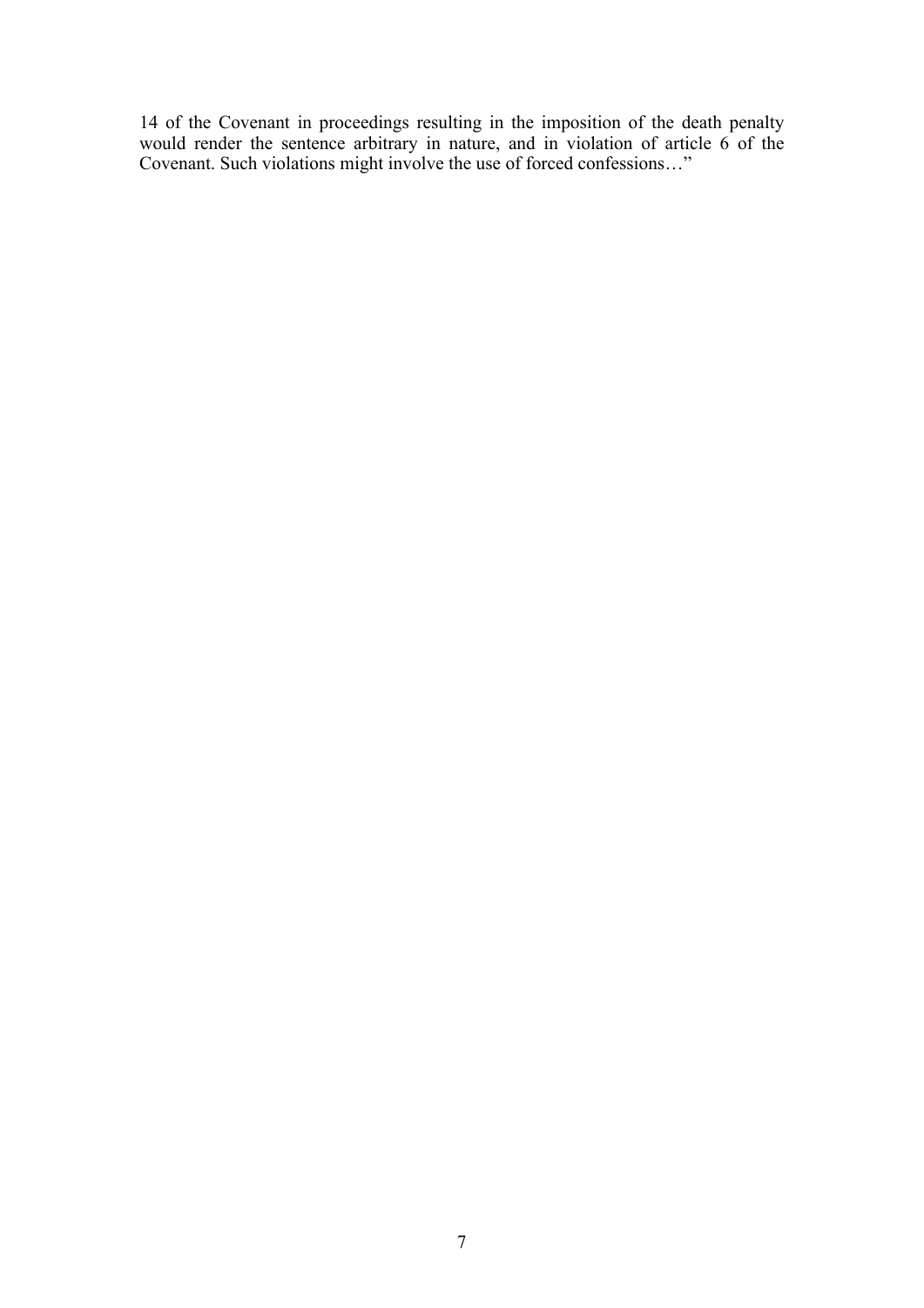14 of the Covenant in proceedings resulting in the imposition of the death penalty would render the sentence arbitrary in nature, and in violation of article 6 of the Covenant. Such violations might involve the use of forced confessions…"